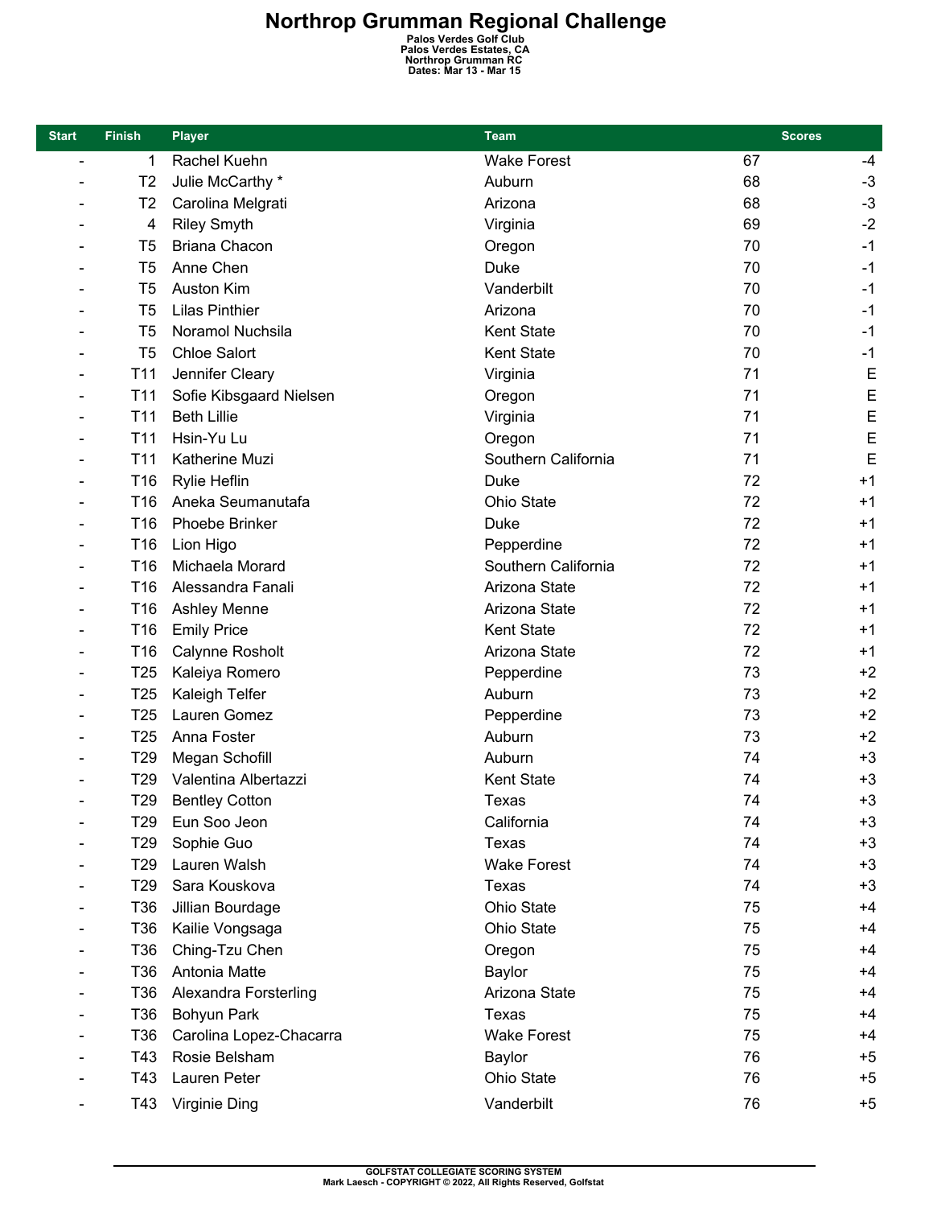# Northrop Grumman Regional Challenge

**Palos Verdes Golf Club**
**Palos Verdes Estates, CA**
**Northrop Grumman RC**
**Dates: Mar 13 - Mar 15**

| Start | Finish | Player | Team | Scores | |
|---|---|---|---|---|---|
| - | 1 | Rachel Kuehn | Wake Forest | 67 | -4 |
| - | T2 | Julie McCarthy * | Auburn | 68 | -3 |
| - | T2 | Carolina Melgrati | Arizona | 68 | -3 |
| - | 4 | Riley Smyth | Virginia | 69 | -2 |
| - | T5 | Briana Chacon | Oregon | 70 | -1 |
| - | T5 | Anne Chen | Duke | 70 | -1 |
| - | T5 | Auston Kim | Vanderbilt | 70 | -1 |
| - | T5 | Lilas Pinthier | Arizona | 70 | -1 |
| - | T5 | Noramol Nuchsila | Kent State | 70 | -1 |
| - | T5 | Chloe Salort | Kent State | 70 | -1 |
| - | T11 | Jennifer Cleary | Virginia | 71 | E |
| - | T11 | Sofie Kibsgaard Nielsen | Oregon | 71 | E |
| - | T11 | Beth Lillie | Virginia | 71 | E |
| - | T11 | Hsin-Yu Lu | Oregon | 71 | E |
| - | T11 | Katherine Muzi | Southern California | 71 | E |
| - | T16 | Rylie Heflin | Duke | 72 | +1 |
| - | T16 | Aneka Seumanutafa | Ohio State | 72 | +1 |
| - | T16 | Phoebe Brinker | Duke | 72 | +1 |
| - | T16 | Lion Higo | Pepperdine | 72 | +1 |
| - | T16 | Michaela Morard | Southern California | 72 | +1 |
| - | T16 | Alessandra Fanali | Arizona State | 72 | +1 |
| - | T16 | Ashley Menne | Arizona State | 72 | +1 |
| - | T16 | Emily Price | Kent State | 72 | +1 |
| - | T16 | Calynne Rosholt | Arizona State | 72 | +1 |
| - | T25 | Kaleiya Romero | Pepperdine | 73 | +2 |
| - | T25 | Kaleigh Telfer | Auburn | 73 | +2 |
| - | T25 | Lauren Gomez | Pepperdine | 73 | +2 |
| - | T25 | Anna Foster | Auburn | 73 | +2 |
| - | T29 | Megan Schofill | Auburn | 74 | +3 |
| - | T29 | Valentina Albertazzi | Kent State | 74 | +3 |
| - | T29 | Bentley Cotton | Texas | 74 | +3 |
| - | T29 | Eun Soo Jeon | California | 74 | +3 |
| - | T29 | Sophie Guo | Texas | 74 | +3 |
| - | T29 | Lauren Walsh | Wake Forest | 74 | +3 |
| - | T29 | Sara Kouskova | Texas | 74 | +3 |
| - | T36 | Jillian Bourdage | Ohio State | 75 | +4 |
| - | T36 | Kailie Vongsaga | Ohio State | 75 | +4 |
| - | T36 | Ching-Tzu Chen | Oregon | 75 | +4 |
| - | T36 | Antonia Matte | Baylor | 75 | +4 |
| - | T36 | Alexandra Forsterling | Arizona State | 75 | +4 |
| - | T36 | Bohyun Park | Texas | 75 | +4 |
| - | T36 | Carolina Lopez-Chacarra | Wake Forest | 75 | +4 |
| - | T43 | Rosie Belsham | Baylor | 76 | +5 |
| - | T43 | Lauren Peter | Ohio State | 76 | +5 |
| - | T43 | Virginie Ding | Vanderbilt | 76 | +5 |

GOLFSTAT COLLEGIATE SCORING SYSTEM
Mark Laesch - COPYRIGHT © 2022, All Rights Reserved, Golfstat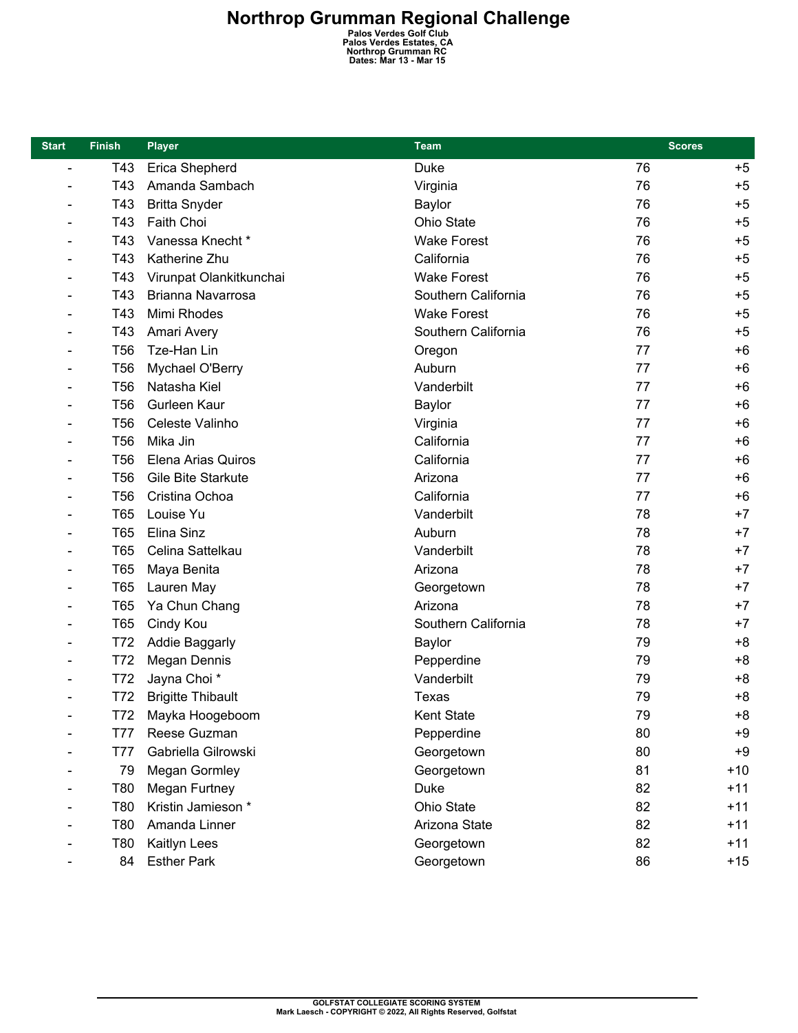# Northrop Grumman Regional Challenge

**Palos Verdes Golf Club**
**Palos Verdes Estates, CA**
**Northrop Grumman RC**
**Dates: Mar 13 - Mar 15**

| Start | Finish | Player | Team | Scores | |
|---|---|---|---|---|---|
| - | T43 | Erica Shepherd | Duke | 76 | +5 |
| - | T43 | Amanda Sambach | Virginia | 76 | +5 |
| - | T43 | Britta Snyder | Baylor | 76 | +5 |
| - | T43 | Faith Choi | Ohio State | 76 | +5 |
| - | T43 | Vanessa Knecht * | Wake Forest | 76 | +5 |
| - | T43 | Katherine Zhu | California | 76 | +5 |
| - | T43 | Virunpat Olankitkunchai | Wake Forest | 76 | +5 |
| - | T43 | Brianna Navarrosa | Southern California | 76 | +5 |
| - | T43 | Mimi Rhodes | Wake Forest | 76 | +5 |
| - | T43 | Amari Avery | Southern California | 76 | +5 |
| - | T56 | Tze-Han Lin | Oregon | 77 | +6 |
| - | T56 | Mychael O'Berry | Auburn | 77 | +6 |
| - | T56 | Natasha Kiel | Vanderbilt | 77 | +6 |
| - | T56 | Gurleen Kaur | Baylor | 77 | +6 |
| - | T56 | Celeste Valinho | Virginia | 77 | +6 |
| - | T56 | Mika Jin | California | 77 | +6 |
| - | T56 | Elena Arias Quiros | California | 77 | +6 |
| - | T56 | Gile Bite Starkute | Arizona | 77 | +6 |
| - | T56 | Cristina Ochoa | California | 77 | +6 |
| - | T65 | Louise Yu | Vanderbilt | 78 | +7 |
| - | T65 | Elina Sinz | Auburn | 78 | +7 |
| - | T65 | Celina Sattelkau | Vanderbilt | 78 | +7 |
| - | T65 | Maya Benita | Arizona | 78 | +7 |
| - | T65 | Lauren May | Georgetown | 78 | +7 |
| - | T65 | Ya Chun Chang | Arizona | 78 | +7 |
| - | T65 | Cindy Kou | Southern California | 78 | +7 |
| - | T72 | Addie Baggarly | Baylor | 79 | +8 |
| - | T72 | Megan Dennis | Pepperdine | 79 | +8 |
| - | T72 | Jayna Choi * | Vanderbilt | 79 | +8 |
| - | T72 | Brigitte Thibault | Texas | 79 | +8 |
| - | T72 | Mayka Hoogeboom | Kent State | 79 | +8 |
| - | T77 | Reese Guzman | Pepperdine | 80 | +9 |
| - | T77 | Gabriella Gilrowski | Georgetown | 80 | +9 |
| - | 79 | Megan Gormley | Georgetown | 81 | +10 |
| - | T80 | Megan Furtney | Duke | 82 | +11 |
| - | T80 | Kristin Jamieson * | Ohio State | 82 | +11 |
| - | T80 | Amanda Linner | Arizona State | 82 | +11 |
| - | T80 | Kaitlyn Lees | Georgetown | 82 | +11 |
| - | 84 | Esther Park | Georgetown | 86 | +15 |

GOLFSTAT COLLEGIATE SCORING SYSTEM
Mark Laesch - COPYRIGHT © 2022, All Rights Reserved, Golfstat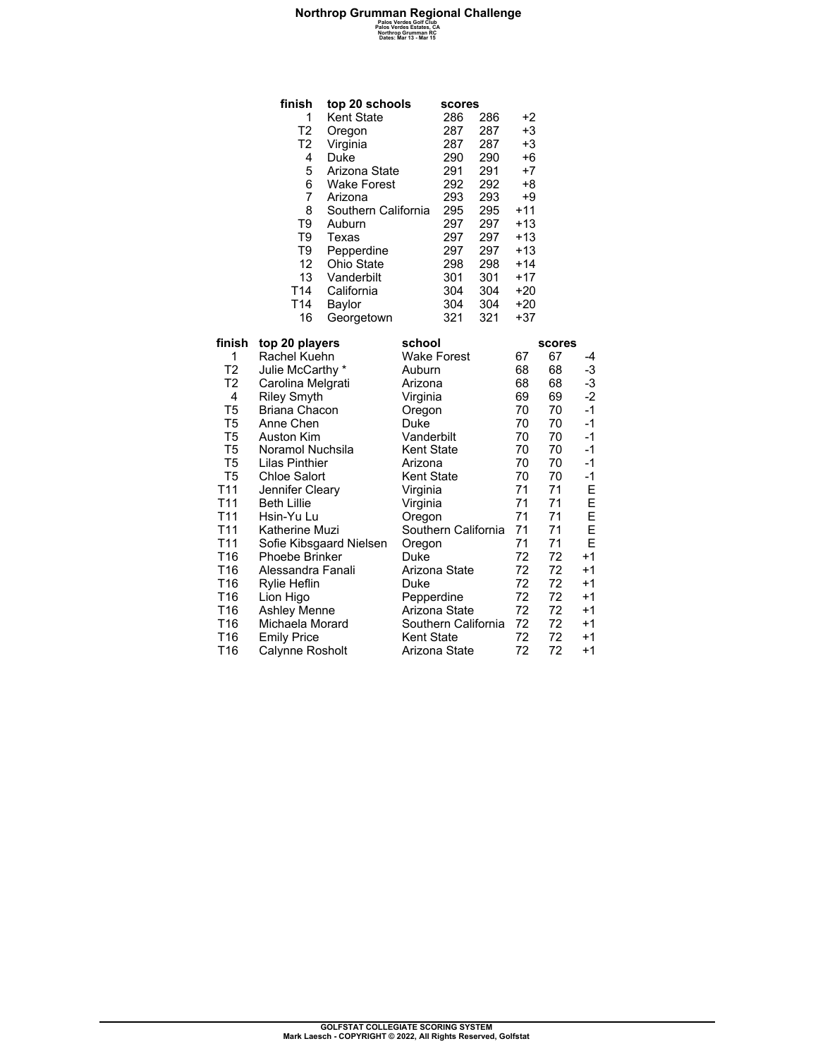# Northrop Grumman Regional Challenge

Palos Verdes Golf Club
Palos Verdes Estates, CA
Northrop Grumman RC
Dates: Mar 13 - Mar 15

| finish | top 20 schools | scores | | |
|---|---|---|---|---|
| 1 | Kent State | 286 | 286 | +2 |
| T2 | Oregon | 287 | 287 | +3 |
| T2 | Virginia | 287 | 287 | +3 |
| 4 | Duke | 290 | 290 | +6 |
| 5 | Arizona State | 291 | 291 | +7 |
| 6 | Wake Forest | 292 | 292 | +8 |
| 7 | Arizona | 293 | 293 | +9 |
| 8 | Southern California | 295 | 295 | +11 |
| T9 | Auburn | 297 | 297 | +13 |
| T9 | Texas | 297 | 297 | +13 |
| T9 | Pepperdine | 297 | 297 | +13 |
| 12 | Ohio State | 298 | 298 | +14 |
| 13 | Vanderbilt | 301 | 301 | +17 |
| T14 | California | 304 | 304 | +20 |
| T14 | Baylor | 304 | 304 | +20 |
| 16 | Georgetown | 321 | 321 | +37 |

| finish | top 20 players | school | | scores | |
|---|---|---|---|---|---|
| 1 | Rachel Kuehn | Wake Forest | 67 | 67 | -4 |
| T2 | Julie McCarthy * | Auburn | 68 | 68 | -3 |
| T2 | Carolina Melgrati | Arizona | 68 | 68 | -3 |
| 4 | Riley Smyth | Virginia | 69 | 69 | -2 |
| T5 | Briana Chacon | Oregon | 70 | 70 | -1 |
| T5 | Anne Chen | Duke | 70 | 70 | -1 |
| T5 | Auston Kim | Vanderbilt | 70 | 70 | -1 |
| T5 | Noramol Nuchsila | Kent State | 70 | 70 | -1 |
| T5 | Lilas Pinthier | Arizona | 70 | 70 | -1 |
| T5 | Chloe Salort | Kent State | 70 | 70 | -1 |
| T11 | Jennifer Cleary | Virginia | 71 | 71 | E |
| T11 | Beth Lillie | Virginia | 71 | 71 | E |
| T11 | Hsin-Yu Lu | Oregon | 71 | 71 | E |
| T11 | Katherine Muzi | Southern California | 71 | 71 | E |
| T11 | Sofie Kibsgaard Nielsen | Oregon | 71 | 71 | E |
| T16 | Phoebe Brinker | Duke | 72 | 72 | +1 |
| T16 | Alessandra Fanali | Arizona State | 72 | 72 | +1 |
| T16 | Rylie Heflin | Duke | 72 | 72 | +1 |
| T16 | Lion Higo | Pepperdine | 72 | 72 | +1 |
| T16 | Ashley Menne | Arizona State | 72 | 72 | +1 |
| T16 | Michaela Morard | Southern California | 72 | 72 | +1 |
| T16 | Emily Price | Kent State | 72 | 72 | +1 |
| T16 | Calynne Rosholt | Arizona State | 72 | 72 | +1 |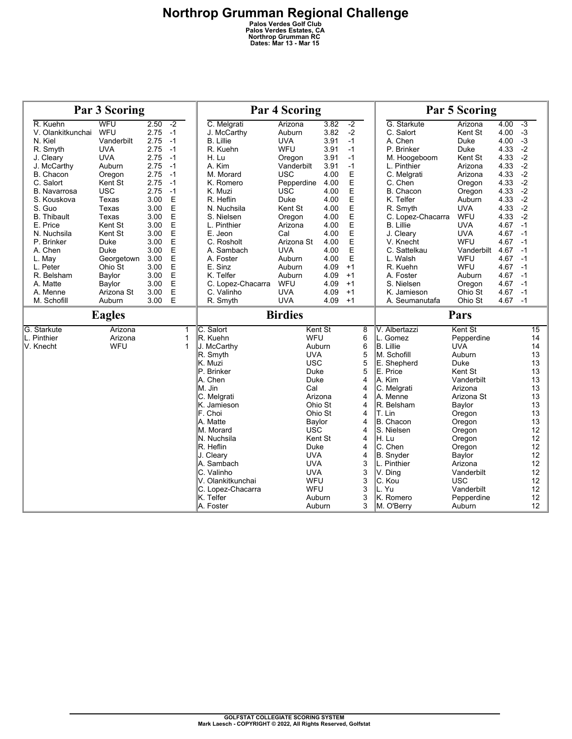# Northrop Grumman Regional Challenge

Palos Verdes Golf Club
Palos Verdes Estates, CA
Northrop Grumman RC
Dates: Mar 13 - Mar 15

## Par 3 Scoring

| Player | Team | Avg | To Par |
|---|---|---|---|
| R. Kuehn | WFU | 2.50 | -2 |
| V. Olankitkunchai | WFU | 2.75 | -1 |
| N. Kiel | Vanderbilt | 2.75 | -1 |
| R. Smyth | UVA | 2.75 | -1 |
| J. Cleary | UVA | 2.75 | -1 |
| J. McCarthy | Auburn | 2.75 | -1 |
| B. Chacon | Oregon | 2.75 | -1 |
| C. Salort | Kent St | 2.75 | -1 |
| B. Navarrosa | USC | 2.75 | -1 |
| S. Kouskova | Texas | 3.00 | E |
| S. Guo | Texas | 3.00 | E |
| B. Thibault | Texas | 3.00 | E |
| E. Price | Kent St | 3.00 | E |
| N. Nuchsila | Kent St | 3.00 | E |
| P. Brinker | Duke | 3.00 | E |
| A. Chen | Duke | 3.00 | E |
| L. May | Georgetown | 3.00 | E |
| L. Peter | Ohio St | 3.00 | E |
| R. Belsham | Baylor | 3.00 | E |
| A. Matte | Baylor | 3.00 | E |
| A. Menne | Arizona St | 3.00 | E |
| M. Schofill | Auburn | 3.00 | E |

## Par 4 Scoring

| Player | Team | Avg | To Par |
|---|---|---|---|
| C. Melgrati | Arizona | 3.82 | -2 |
| J. McCarthy | Auburn | 3.82 | -2 |
| B. Lillie | UVA | 3.91 | -1 |
| R. Kuehn | WFU | 3.91 | -1 |
| H. Lu | Oregon | 3.91 | -1 |
| A. Kim | Vanderbilt | 3.91 | -1 |
| M. Morard | USC | 4.00 | E |
| K. Romero | Pepperdine | 4.00 | E |
| K. Muzi | USC | 4.00 | E |
| R. Heflin | Duke | 4.00 | E |
| N. Nuchsila | Kent St | 4.00 | E |
| S. Nielsen | Oregon | 4.00 | E |
| L. Pinthier | Arizona | 4.00 | E |
| E. Jeon | Cal | 4.00 | E |
| C. Rosholt | Arizona St | 4.00 | E |
| A. Sambach | UVA | 4.00 | E |
| A. Foster | Auburn | 4.00 | E |
| E. Sinz | Auburn | 4.09 | +1 |
| K. Telfer | Auburn | 4.09 | +1 |
| C. Lopez-Chacarra | WFU | 4.09 | +1 |
| C. Valinho | UVA | 4.09 | +1 |
| R. Smyth | UVA | 4.09 | +1 |

## Par 5 Scoring

| Player | Team | Avg | To Par |
|---|---|---|---|
| G. Starkute | Arizona | 4.00 | -3 |
| C. Salort | Kent St | 4.00 | -3 |
| A. Chen | Duke | 4.00 | -3 |
| P. Brinker | Duke | 4.33 | -2 |
| M. Hoogeboom | Kent St | 4.33 | -2 |
| L. Pinthier | Arizona | 4.33 | -2 |
| C. Melgrati | Arizona | 4.33 | -2 |
| C. Chen | Oregon | 4.33 | -2 |
| B. Chacon | Oregon | 4.33 | -2 |
| K. Telfer | Auburn | 4.33 | -2 |
| R. Smyth | UVA | 4.33 | -2 |
| C. Lopez-Chacarra | WFU | 4.33 | -2 |
| B. Lillie | UVA | 4.67 | -1 |
| J. Cleary | UVA | 4.67 | -1 |
| V. Knecht | WFU | 4.67 | -1 |
| C. Sattelkau | Vanderbilt | 4.67 | -1 |
| L. Walsh | WFU | 4.67 | -1 |
| R. Kuehn | WFU | 4.67 | -1 |
| A. Foster | Auburn | 4.67 | -1 |
| S. Nielsen | Oregon | 4.67 | -1 |
| K. Jamieson | Ohio St | 4.67 | -1 |
| A. Seumanutafa | Ohio St | 4.67 | -1 |

## Eagles

| Player | Team | Eagles |
|---|---|---|
| G. Starkute | Arizona | 1 |
| L. Pinthier | Arizona | 1 |
| V. Knecht | WFU | 1 |

## Birdies

| Player | Team | Birdies |
|---|---|---|
| C. Salort | Kent St | 8 |
| R. Kuehn | WFU | 6 |
| J. McCarthy | Auburn | 6 |
| R. Smyth | UVA | 5 |
| K. Muzi | USC | 5 |
| P. Brinker | Duke | 5 |
| A. Chen | Duke | 4 |
| M. Jin | Cal | 4 |
| C. Melgrati | Arizona | 4 |
| K. Jamieson | Ohio St | 4 |
| F. Choi | Ohio St | 4 |
| A. Matte | Baylor | 4 |
| M. Morard | USC | 4 |
| N. Nuchsila | Kent St | 4 |
| R. Heflin | Duke | 4 |
| J. Cleary | UVA | 4 |
| A. Sambach | UVA | 3 |
| C. Valinho | UVA | 3 |
| V. Olankitkunchai | WFU | 3 |
| C. Lopez-Chacarra | WFU | 3 |
| K. Telfer | Auburn | 3 |
| A. Foster | Auburn | 3 |

## Pars

| Player | Team | Pars |
|---|---|---|
| V. Albertazzi | Kent St | 15 |
| L. Gomez | Pepperdine | 14 |
| B. Lillie | UVA | 14 |
| M. Schofill | Auburn | 13 |
| E. Shepherd | Duke | 13 |
| E. Price | Kent St | 13 |
| A. Kim | Vanderbilt | 13 |
| C. Melgrati | Arizona | 13 |
| A. Menne | Arizona St | 13 |
| R. Belsham | Baylor | 13 |
| T. Lin | Oregon | 13 |
| B. Chacon | Oregon | 13 |
| S. Nielsen | Oregon | 12 |
| H. Lu | Oregon | 12 |
| C. Chen | Oregon | 12 |
| B. Snyder | Baylor | 12 |
| L. Pinthier | Arizona | 12 |
| V. Ding | Vanderbilt | 12 |
| C. Kou | USC | 12 |
| L. Yu | Vanderbilt | 12 |
| K. Romero | Pepperdine | 12 |
| M. O'Berry | Auburn | 12 |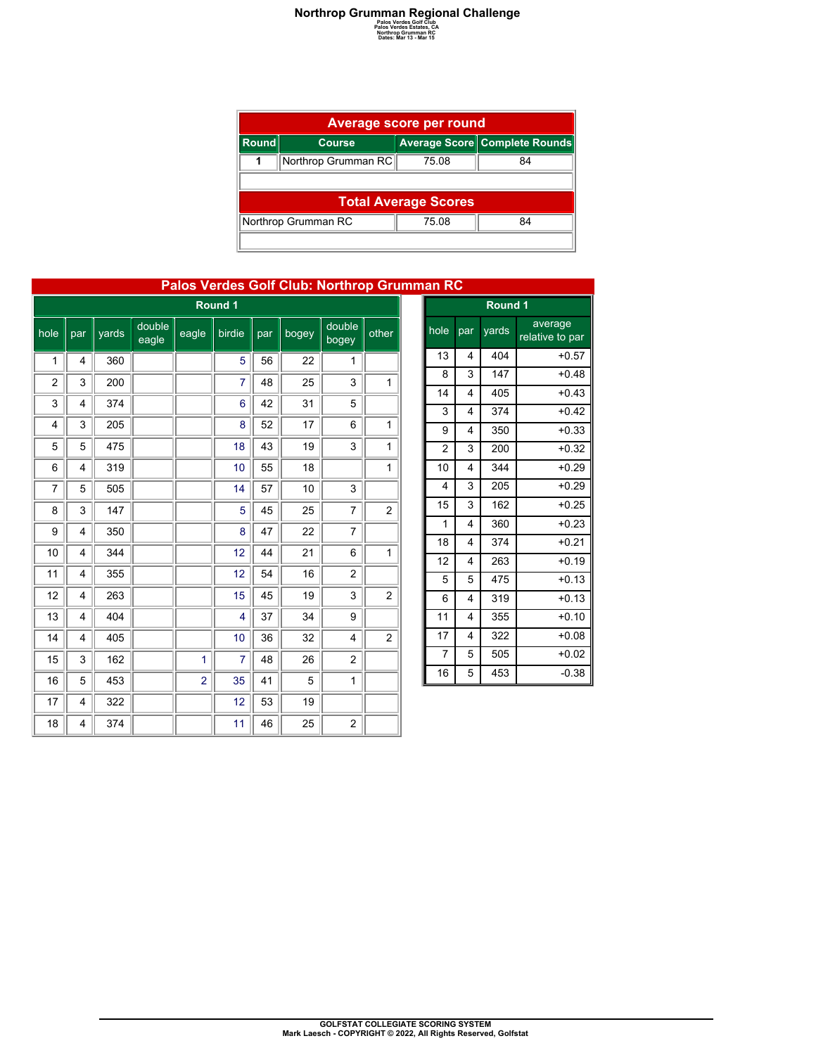# Northrop Grumman Regional Challenge

Palos Verdes Golf Club
Palos Verdes Estates, CA
Northrop Grumman RC
Dates: Mar 13 - Mar 15

## Average score per round

| Round | Course | Average Score | Complete Rounds |
|---|---|---|---|
| 1 | Northrop Grumman RC | 75.08 | 84 |

## Total Average Scores

| Course | Average Score | Complete Rounds |
|---|---|---|
| Northrop Grumman RC | 75.08 | 84 |

## Palos Verdes Golf Club: Northrop Grumman RC

| Round 1 | | | | | | | | | |
|---|---|---|---|---|---|---|---|---|---|
| hole | par | yards | double eagle | eagle | birdie | par | bogey | double bogey | other |
| 1 | 4 | 360 | | | 5 | 56 | 22 | 1 | |
| 2 | 3 | 200 | | | 7 | 48 | 25 | 3 | 1 |
| 3 | 4 | 374 | | | 6 | 42 | 31 | 5 | |
| 4 | 3 | 205 | | | 8 | 52 | 17 | 6 | 1 |
| 5 | 5 | 475 | | | 18 | 43 | 19 | 3 | 1 |
| 6 | 4 | 319 | | | 10 | 55 | 18 | | 1 |
| 7 | 5 | 505 | | | 14 | 57 | 10 | 3 | |
| 8 | 3 | 147 | | | 5 | 45 | 25 | 7 | 2 |
| 9 | 4 | 350 | | | 8 | 47 | 22 | 7 | |
| 10 | 4 | 344 | | | 12 | 44 | 21 | 6 | 1 |
| 11 | 4 | 355 | | | 12 | 54 | 16 | 2 | |
| 12 | 4 | 263 | | | 15 | 45 | 19 | 3 | 2 |
| 13 | 4 | 404 | | | 4 | 37 | 34 | 9 | |
| 14 | 4 | 405 | | | 10 | 36 | 32 | 4 | 2 |
| 15 | 3 | 162 | | 1 | 7 | 48 | 26 | 2 | |
| 16 | 5 | 453 | | 2 | 35 | 41 | 5 | 1 | |
| 17 | 4 | 322 | | | 12 | 53 | 19 | | |
| 18 | 4 | 374 | | | 11 | 46 | 25 | 2 | |

| Round 1 | | | |
|---|---|---|---|
| hole | par | yards | average relative to par |
| 13 | 4 | 404 | +0.57 |
| 8 | 3 | 147 | +0.48 |
| 14 | 4 | 405 | +0.43 |
| 3 | 4 | 374 | +0.42 |
| 9 | 4 | 350 | +0.33 |
| 2 | 3 | 200 | +0.32 |
| 10 | 4 | 344 | +0.29 |
| 4 | 3 | 205 | +0.29 |
| 15 | 3 | 162 | +0.25 |
| 1 | 4 | 360 | +0.23 |
| 18 | 4 | 374 | +0.21 |
| 12 | 4 | 263 | +0.19 |
| 5 | 5 | 475 | +0.13 |
| 6 | 4 | 319 | +0.13 |
| 11 | 4 | 355 | +0.10 |
| 17 | 4 | 322 | +0.08 |
| 7 | 5 | 505 | +0.02 |
| 16 | 5 | 453 | -0.38 |

GOLFSTAT COLLEGIATE SCORING SYSTEM
Mark Laesch - COPYRIGHT © 2022, All Rights Reserved, Golfstat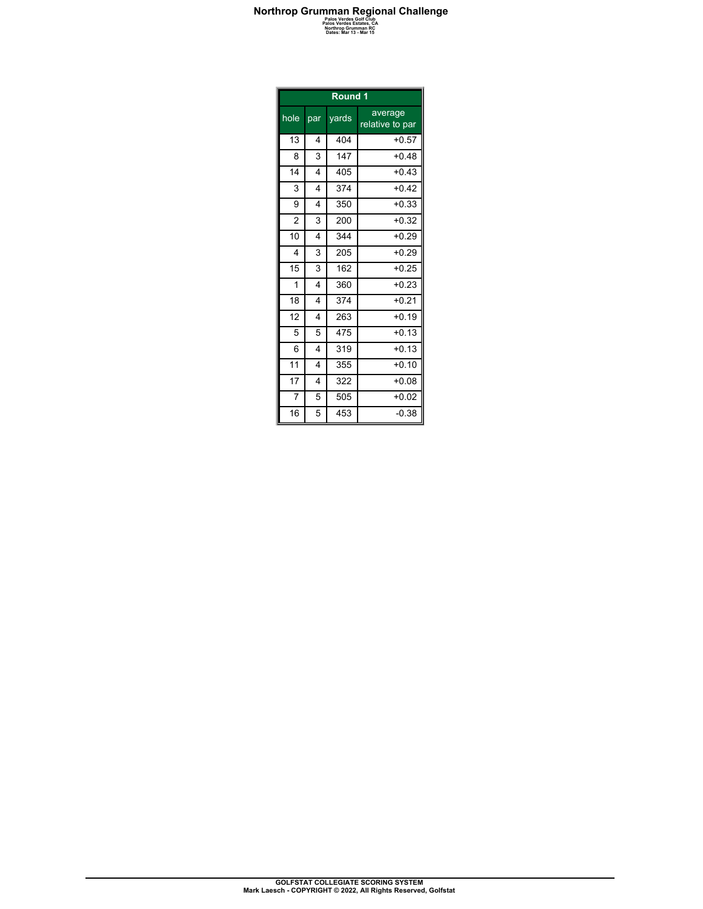# Northrop Grumman Regional Challenge

Palos Verdes Golf Club
Palos Verdes Estates, CA
Northrop Grumman RC
Dates: Mar 13 - Mar 15

| Round 1 | | | |
|---|---|---|---|
| hole | par | yards | average relative to par |
| 13 | 4 | 404 | +0.57 |
| 8 | 3 | 147 | +0.48 |
| 14 | 4 | 405 | +0.43 |
| 3 | 4 | 374 | +0.42 |
| 9 | 4 | 350 | +0.33 |
| 2 | 3 | 200 | +0.32 |
| 10 | 4 | 344 | +0.29 |
| 4 | 3 | 205 | +0.29 |
| 15 | 3 | 162 | +0.25 |
| 1 | 4 | 360 | +0.23 |
| 18 | 4 | 374 | +0.21 |
| 12 | 4 | 263 | +0.19 |
| 5 | 5 | 475 | +0.13 |
| 6 | 4 | 319 | +0.13 |
| 11 | 4 | 355 | +0.10 |
| 17 | 4 | 322 | +0.08 |
| 7 | 5 | 505 | +0.02 |
| 16 | 5 | 453 | -0.38 |

GOLFSTAT COLLEGIATE SCORING SYSTEM
Mark Laesch - COPYRIGHT © 2022, All Rights Reserved, Golfstat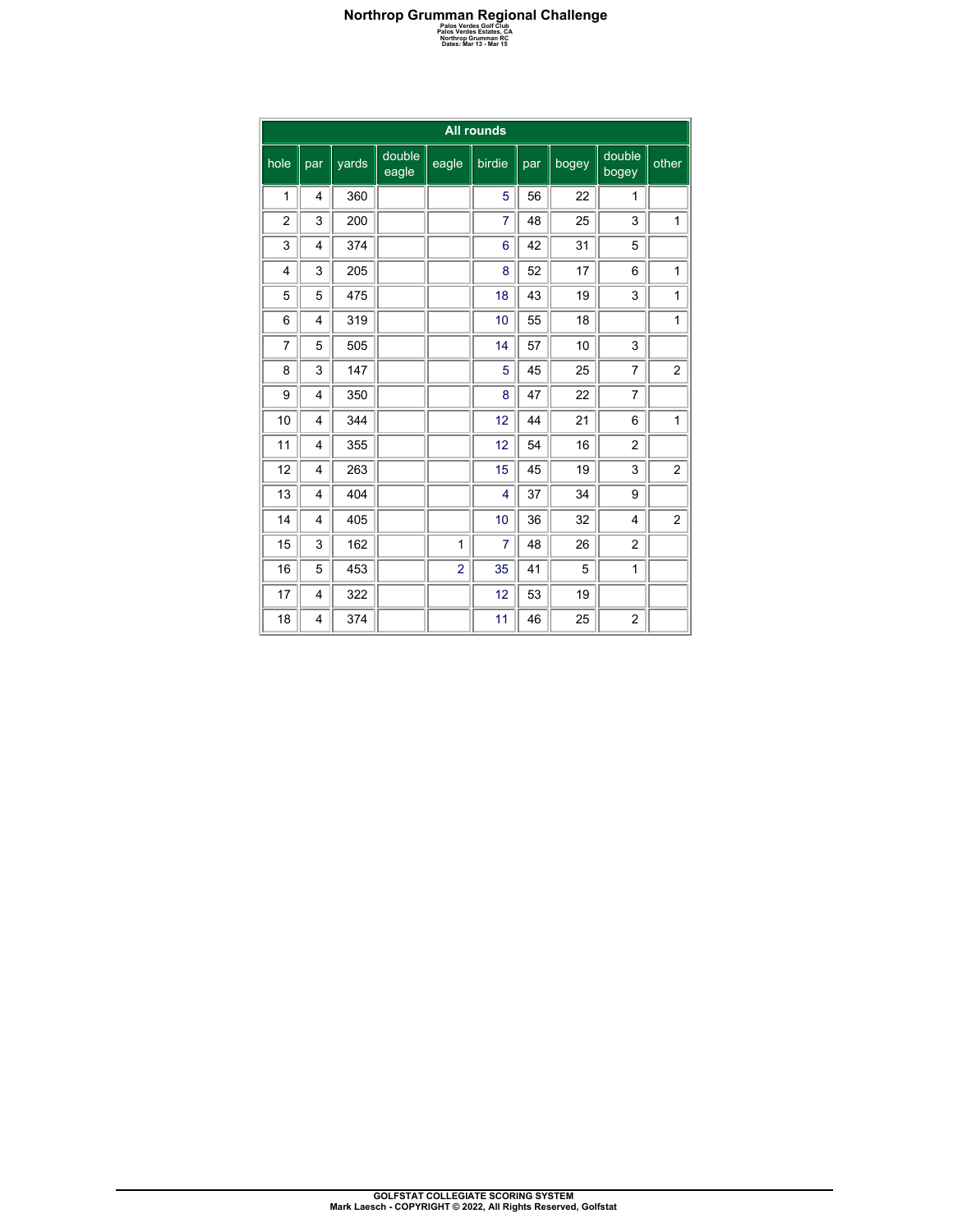# Northrop Grumman Regional Challenge

Palos Verdes Golf Club
Palos Verdes Estates, CA
Northrop Grumman RC
Dates: Mar 13 - Mar 15

| All rounds | | | | | | | | | |
|---|---|---|---|---|---|---|---|---|---|
| hole | par | yards | double eagle | eagle | birdie | par | bogey | double bogey | other |
| 1 | 4 | 360 | | | 5 | 56 | 22 | 1 | |
| 2 | 3 | 200 | | | 7 | 48 | 25 | 3 | 1 |
| 3 | 4 | 374 | | | 6 | 42 | 31 | 5 | |
| 4 | 3 | 205 | | | 8 | 52 | 17 | 6 | 1 |
| 5 | 5 | 475 | | | 18 | 43 | 19 | 3 | 1 |
| 6 | 4 | 319 | | | 10 | 55 | 18 | | 1 |
| 7 | 5 | 505 | | | 14 | 57 | 10 | 3 | |
| 8 | 3 | 147 | | | 5 | 45 | 25 | 7 | 2 |
| 9 | 4 | 350 | | | 8 | 47 | 22 | 7 | |
| 10 | 4 | 344 | | | 12 | 44 | 21 | 6 | 1 |
| 11 | 4 | 355 | | | 12 | 54 | 16 | 2 | |
| 12 | 4 | 263 | | | 15 | 45 | 19 | 3 | 2 |
| 13 | 4 | 404 | | | 4 | 37 | 34 | 9 | |
| 14 | 4 | 405 | | | 10 | 36 | 32 | 4 | 2 |
| 15 | 3 | 162 | | 1 | 7 | 48 | 26 | 2 | |
| 16 | 5 | 453 | | 2 | 35 | 41 | 5 | 1 | |
| 17 | 4 | 322 | | | 12 | 53 | 19 | | |
| 18 | 4 | 374 | | | 11 | 46 | 25 | 2 | |

GOLFSTAT COLLEGIATE SCORING SYSTEM
Mark Laesch - COPYRIGHT © 2022, All Rights Reserved, Golfstat